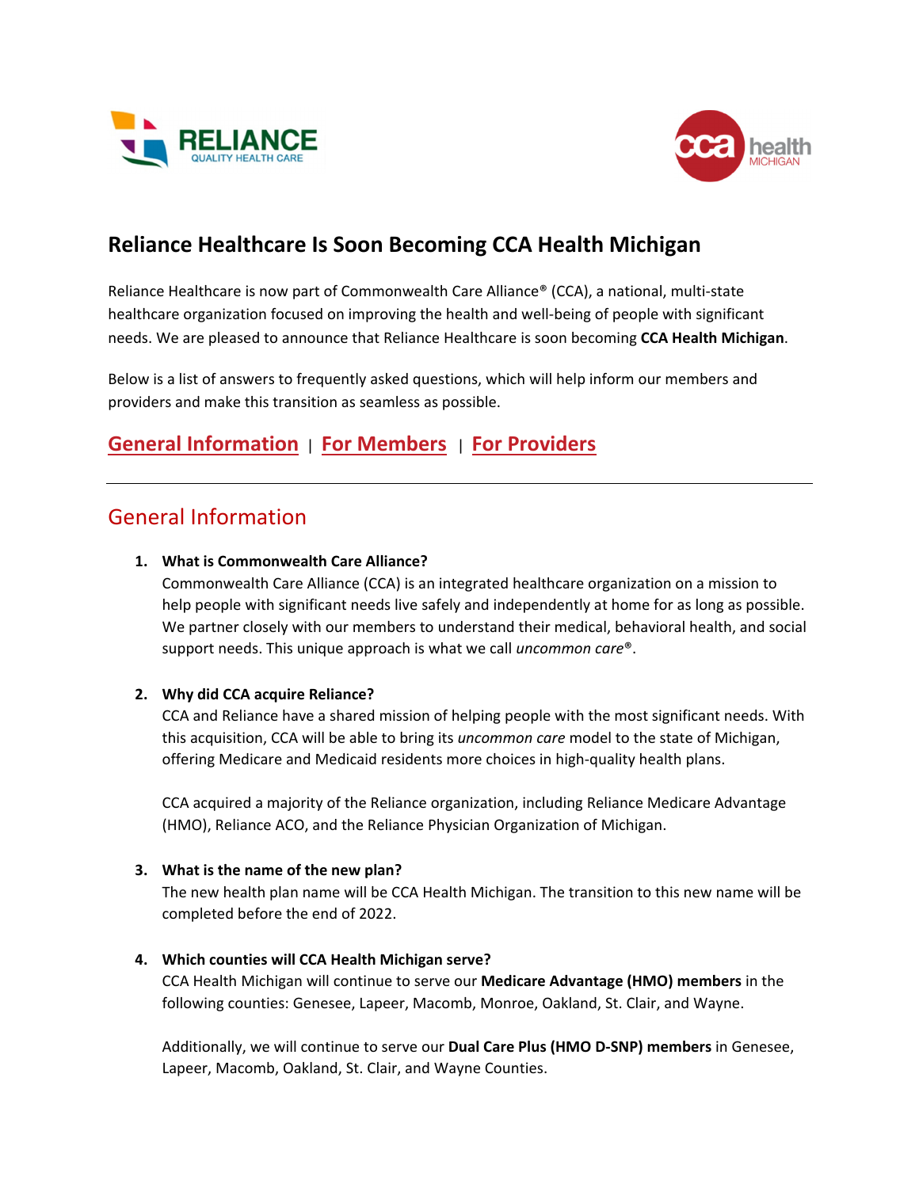# Reliance Healthcare Is Soon Becoming CCA Health Michigan

Reliance Healthcare is now part of Commonwealth Care Alliance® (CCA), a national, multi-state healthcare organization focused on improving the health and well-being of people with significant needs. We are pleased to announce that Reliance Healthcare is soon becoming **CCA Health Michigan**.

Below is a list of answers to frequently asked questions, which will help inform our members and providers and make this transition as seamless as possible.

**General Information** | **For Members** | **For Providers**

---

## General Information

1. **What is Commonwealth Care Alliance?**
   Commonwealth Care Alliance (CCA) is an integrated healthcare organization on a mission to help people with significant needs live safely and independently at home for as long as possible. We partner closely with our members to understand their medical, behavioral health, and social support needs. This unique approach is what we call *uncommon care*®.

2. **Why did CCA acquire Reliance?**
   CCA and Reliance have a shared mission of helping people with the most significant needs. With this acquisition, CCA will be able to bring its *uncommon care* model to the state of Michigan, offering Medicare and Medicaid residents more choices in high-quality health plans.

   CCA acquired a majority of the Reliance organization, including Reliance Medicare Advantage (HMO), Reliance ACO, and the Reliance Physician Organization of Michigan.

3. **What is the name of the new plan?**
   The new health plan name will be CCA Health Michigan. The transition to this new name will be completed before the end of 2022.

4. **Which counties will CCA Health Michigan serve?**
   CCA Health Michigan will continue to serve our **Medicare Advantage (HMO) members** in the following counties: Genesee, Lapeer, Macomb, Monroe, Oakland, St. Clair, and Wayne.

   Additionally, we will continue to serve our **Dual Care Plus (HMO D-SNP) members** in Genesee, Lapeer, Macomb, Oakland, St. Clair, and Wayne Counties.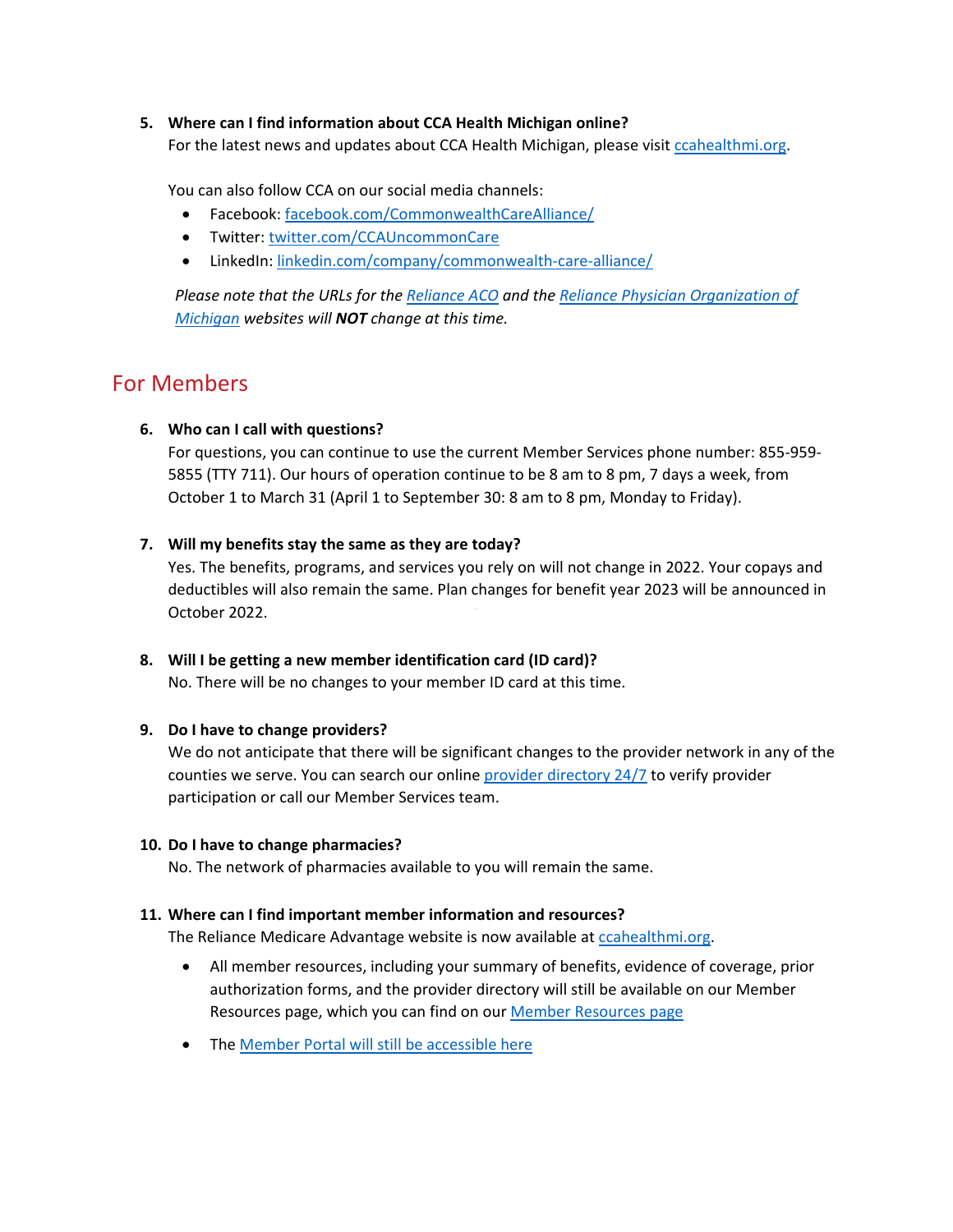5. **Where can I find information about CCA Health Michigan online?**
   For the latest news and updates about CCA Health Michigan, please visit [ccahealthmi.org](ccahealthmi.org).

   You can also follow CCA on our social media channels:
   - Facebook: [facebook.com/CommonwealthCareAlliance/](facebook.com/CommonwealthCareAlliance/)
   - Twitter: [twitter.com/CCAUncommonCare](twitter.com/CCAUncommonCare)
   - LinkedIn: [linkedin.com/company/commonwealth-care-alliance/](linkedin.com/company/commonwealth-care-alliance/)

   *Please note that the URLs for the Reliance ACO and the Reliance Physician Organization of Michigan websites will* ***NOT*** *change at this time.*

## For Members

6. **Who can I call with questions?**
   For questions, you can continue to use the current Member Services phone number: 855-959-5855 (TTY 711). Our hours of operation continue to be 8 am to 8 pm, 7 days a week, from October 1 to March 31 (April 1 to September 30: 8 am to 8 pm, Monday to Friday).

7. **Will my benefits stay the same as they are today?**
   Yes. The benefits, programs, and services you rely on will not change in 2022. Your copays and deductibles will also remain the same. Plan changes for benefit year 2023 will be announced in October 2022.

8. **Will I be getting a new member identification card (ID card)?**
   No. There will be no changes to your member ID card at this time.

9. **Do I have to change providers?**
   We do not anticipate that there will be significant changes to the provider network in any of the counties we serve. You can search our online provider directory 24/7 to verify provider participation or call our Member Services team.

10. **Do I have to change pharmacies?**
    No. The network of pharmacies available to you will remain the same.

11. **Where can I find important member information and resources?**
    The Reliance Medicare Advantage website is now available at [ccahealthmi.org](ccahealthmi.org).
    - All member resources, including your summary of benefits, evidence of coverage, prior authorization forms, and the provider directory will still be available on our Member Resources page, which you can find on our Member Resources page
    - The Member Portal will still be accessible here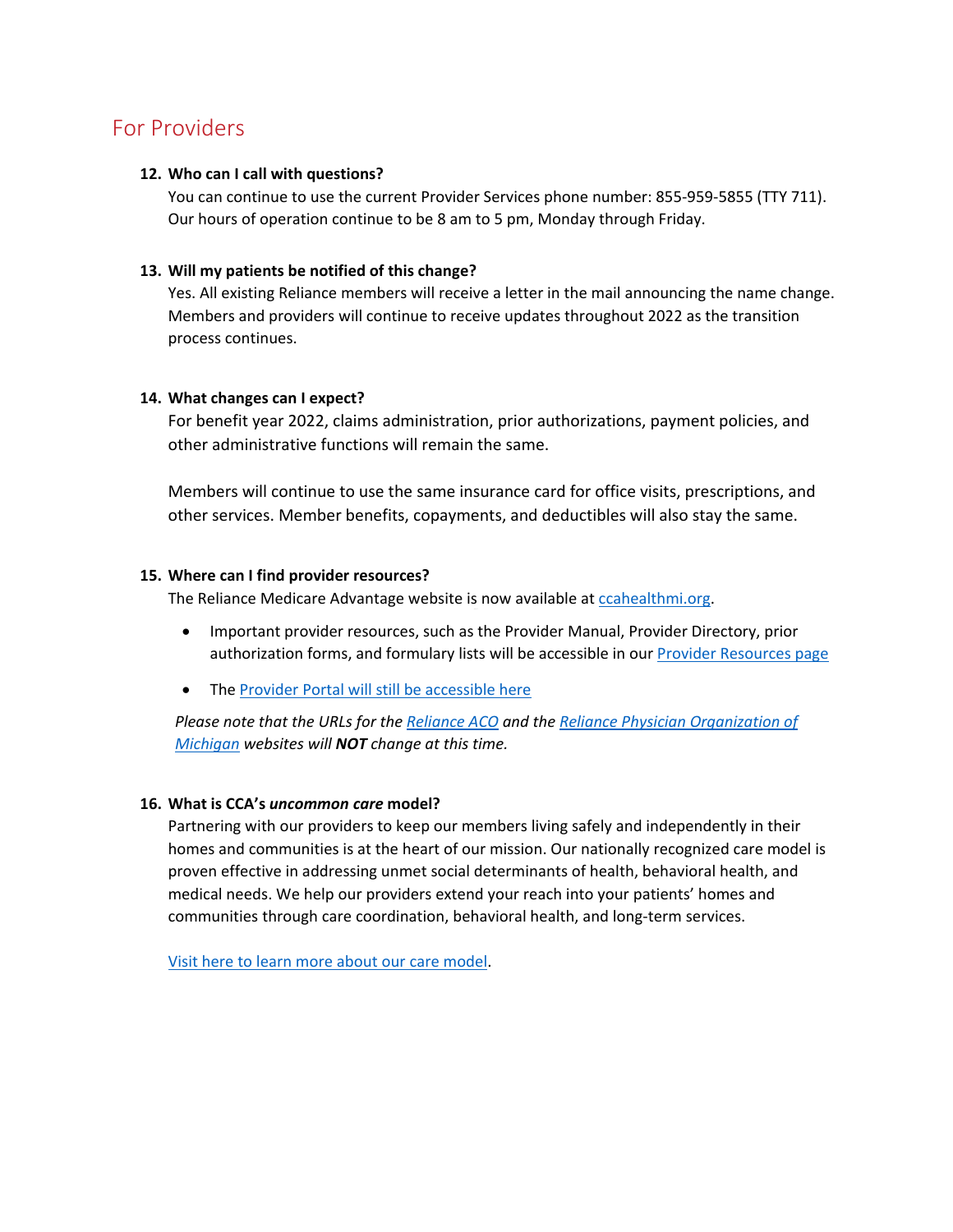## For Providers

**12. Who can I call with questions?**

You can continue to use the current Provider Services phone number: 855-959-5855 (TTY 711). Our hours of operation continue to be 8 am to 5 pm, Monday through Friday.

**13. Will my patients be notified of this change?**

Yes. All existing Reliance members will receive a letter in the mail announcing the name change. Members and providers will continue to receive updates throughout 2022 as the transition process continues.

**14. What changes can I expect?**

For benefit year 2022, claims administration, prior authorizations, payment policies, and other administrative functions will remain the same.

Members will continue to use the same insurance card for office visits, prescriptions, and other services. Member benefits, copayments, and deductibles will also stay the same.

**15. Where can I find provider resources?**

The Reliance Medicare Advantage website is now available at ccahealthmi.org.

- Important provider resources, such as the Provider Manual, Provider Directory, prior authorization forms, and formulary lists will be accessible in our Provider Resources page
- The Provider Portal will still be accessible here

*Please note that the URLs for the Reliance ACO and the Reliance Physician Organization of Michigan websites will* ***NOT*** *change at this time.*

**16. What is CCA's *uncommon care* model?**

Partnering with our providers to keep our members living safely and independently in their homes and communities is at the heart of our mission. Our nationally recognized care model is proven effective in addressing unmet social determinants of health, behavioral health, and medical needs. We help our providers extend your reach into your patients' homes and communities through care coordination, behavioral health, and long-term services.

Visit here to learn more about our care model.